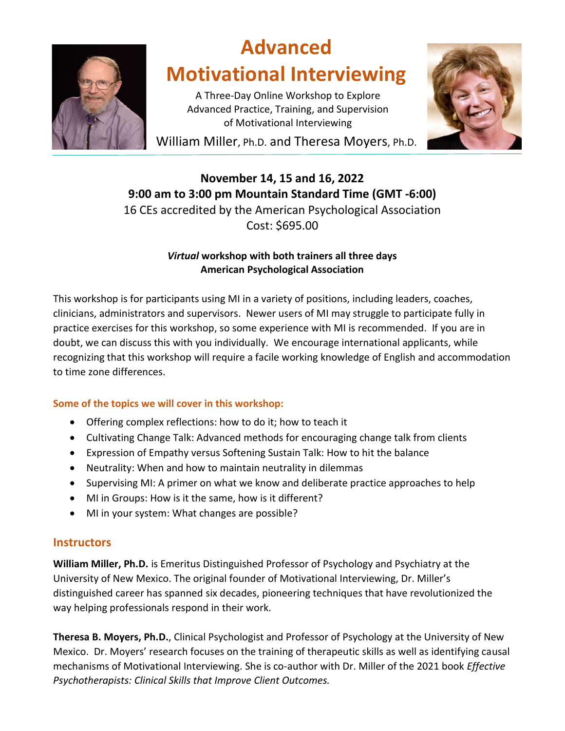# Advanced Motivational Interviewing

A Three-Day Online Workshop to Explore Advanced Practice, Training, and Supervision of Motivational Interviewing

William Miller, Ph.D. and Theresa Moyers, Ph.D.

**November 14, 15 and 16, 2022**
**9:00 am to 3:00 pm Mountain Standard Time (GMT -6:00)**
16 CEs accredited by the American Psychological Association
Cost: $695.00

***Virtual*** **workshop with both trainers all three days**
**American Psychological Association**

This workshop is for participants using MI in a variety of positions, including leaders, coaches, clinicians, administrators and supervisors. Newer users of MI may struggle to participate fully in practice exercises for this workshop, so some experience with MI is recommended. If you are in doubt, we can discuss this with you individually. We encourage international applicants, while recognizing that this workshop will require a facile working knowledge of English and accommodation to time zone differences.

**Some of the topics we will cover in this workshop:**

- Offering complex reflections: how to do it; how to teach it
- Cultivating Change Talk: Advanced methods for encouraging change talk from clients
- Expression of Empathy versus Softening Sustain Talk: How to hit the balance
- Neutrality: When and how to maintain neutrality in dilemmas
- Supervising MI: A primer on what we know and deliberate practice approaches to help
- MI in Groups: How is it the same, how is it different?
- MI in your system: What changes are possible?

## Instructors

**William Miller, Ph.D.** is Emeritus Distinguished Professor of Psychology and Psychiatry at the University of New Mexico. The original founder of Motivational Interviewing, Dr. Miller's distinguished career has spanned six decades, pioneering techniques that have revolutionized the way helping professionals respond in their work.

**Theresa B. Moyers, Ph.D.**, Clinical Psychologist and Professor of Psychology at the University of New Mexico. Dr. Moyers' research focuses on the training of therapeutic skills as well as identifying causal mechanisms of Motivational Interviewing. She is co-author with Dr. Miller of the 2021 book *Effective Psychotherapists: Clinical Skills that Improve Client Outcomes.*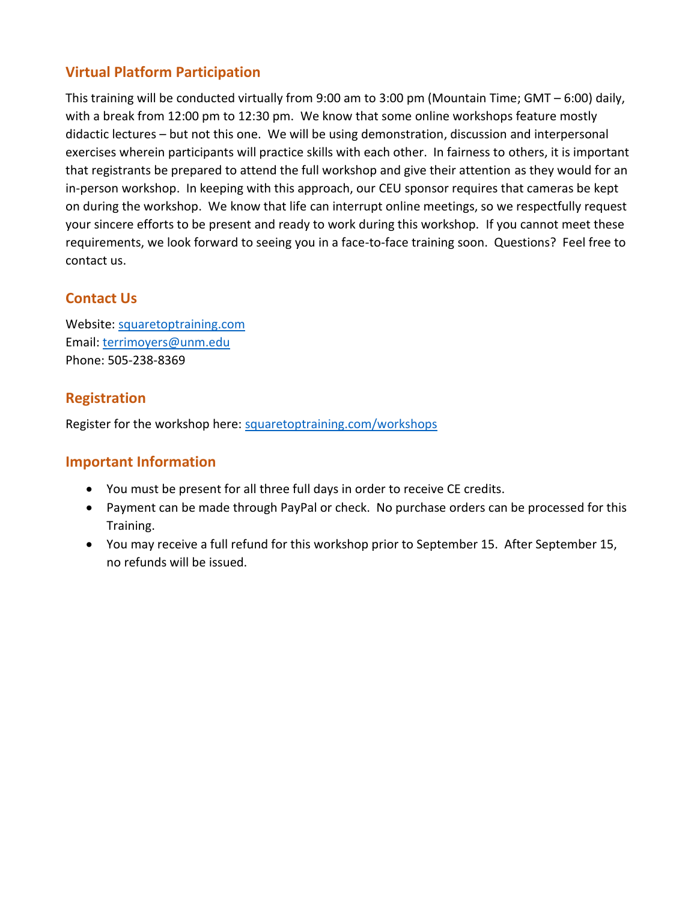## Virtual Platform Participation

This training will be conducted virtually from 9:00 am to 3:00 pm (Mountain Time; GMT – 6:00) daily, with a break from 12:00 pm to 12:30 pm. We know that some online workshops feature mostly didactic lectures – but not this one. We will be using demonstration, discussion and interpersonal exercises wherein participants will practice skills with each other. In fairness to others, it is important that registrants be prepared to attend the full workshop and give their attention as they would for an in-person workshop. In keeping with this approach, our CEU sponsor requires that cameras be kept on during the workshop. We know that life can interrupt online meetings, so we respectfully request your sincere efforts to be present and ready to work during this workshop. If you cannot meet these requirements, we look forward to seeing you in a face-to-face training soon. Questions? Feel free to contact us.

## Contact Us

Website: [squaretoptraining.com](squaretoptraining.com)
Email: [terrimoyers@unm.edu](mailto:terrimoyers@unm.edu)
Phone: 505-238-8369

## Registration

Register for the workshop here: [squaretoptraining.com/workshops](squaretoptraining.com/workshops)

## Important Information

- You must be present for all three full days in order to receive CE credits.
- Payment can be made through PayPal or check. No purchase orders can be processed for this Training.
- You may receive a full refund for this workshop prior to September 15. After September 15, no refunds will be issued.